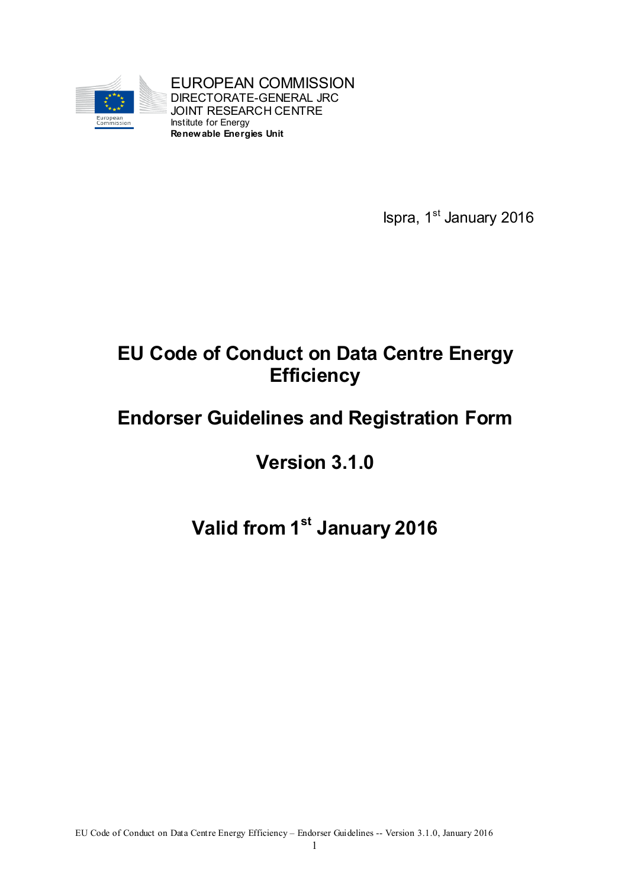EUROPEAN COMMISSION
DIRECTORATE-GENERAL JRC
JOINT RESEARCH CENTRE
Institute for Energy
**Renewable Energies Unit**

Ispra, 1st January 2016

# EU Code of Conduct on Data Centre Energy Efficiency

# Endorser Guidelines and Registration Form

# Version 3.1.0

# Valid from 1st January 2016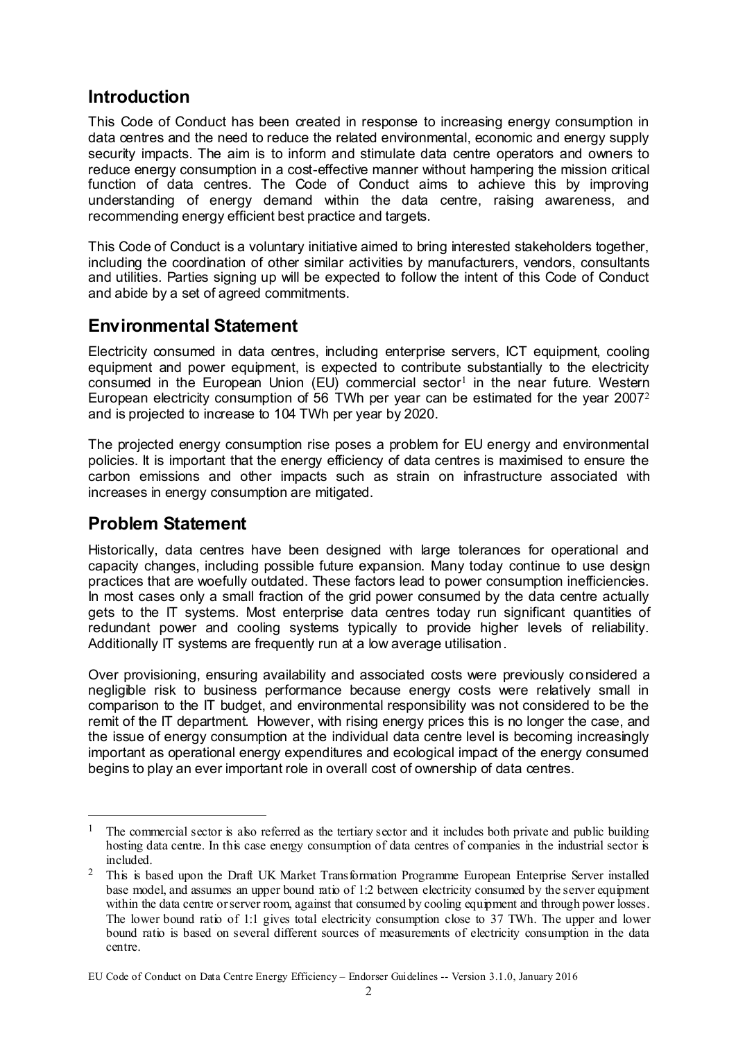## Introduction

This Code of Conduct has been created in response to increasing energy consumption in data centres and the need to reduce the related environmental, economic and energy supply security impacts. The aim is to inform and stimulate data centre operators and owners to reduce energy consumption in a cost-effective manner without hampering the mission critical function of data centres. The Code of Conduct aims to achieve this by improving understanding of energy demand within the data centre, raising awareness, and recommending energy efficient best practice and targets.

This Code of Conduct is a voluntary initiative aimed to bring interested stakeholders together, including the coordination of other similar activities by manufacturers, vendors, consultants and utilities. Parties signing up will be expected to follow the intent of this Code of Conduct and abide by a set of agreed commitments.

## Environmental Statement

Electricity consumed in data centres, including enterprise servers, ICT equipment, cooling equipment and power equipment, is expected to contribute substantially to the electricity consumed in the European Union (EU) commercial sector[1] in the near future. Western European electricity consumption of 56 TWh per year can be estimated for the year 2007[2] and is projected to increase to 104 TWh per year by 2020.

The projected energy consumption rise poses a problem for EU energy and environmental policies. It is important that the energy efficiency of data centres is maximised to ensure the carbon emissions and other impacts such as strain on infrastructure associated with increases in energy consumption are mitigated.

## Problem Statement

Historically, data centres have been designed with large tolerances for operational and capacity changes, including possible future expansion. Many today continue to use design practices that are woefully outdated. These factors lead to power consumption inefficiencies. In most cases only a small fraction of the grid power consumed by the data centre actually gets to the IT systems. Most enterprise data centres today run significant quantities of redundant power and cooling systems typically to provide higher levels of reliability. Additionally IT systems are frequently run at a low average utilisation.

Over provisioning, ensuring availability and associated costs were previously considered a negligible risk to business performance because energy costs were relatively small in comparison to the IT budget, and environmental responsibility was not considered to be the remit of the IT department. However, with rising energy prices this is no longer the case, and the issue of energy consumption at the individual data centre level is becoming increasingly important as operational energy expenditures and ecological impact of the energy consumed begins to play an ever important role in overall cost of ownership of data centres.

---

[1] The commercial sector is also referred as the tertiary sector and it includes both private and public building hosting data centre. In this case energy consumption of data centres of companies in the industrial sector is included.

[2] This is based upon the Draft UK Market Transformation Programme European Enterprise Server installed base model, and assumes an upper bound ratio of 1:2 between electricity consumed by the server equipment within the data centre or server room, against that consumed by cooling equipment and through power losses. The lower bound ratio of 1:1 gives total electricity consumption close to 37 TWh. The upper and lower bound ratio is based on several different sources of measurements of electricity consumption in the data centre.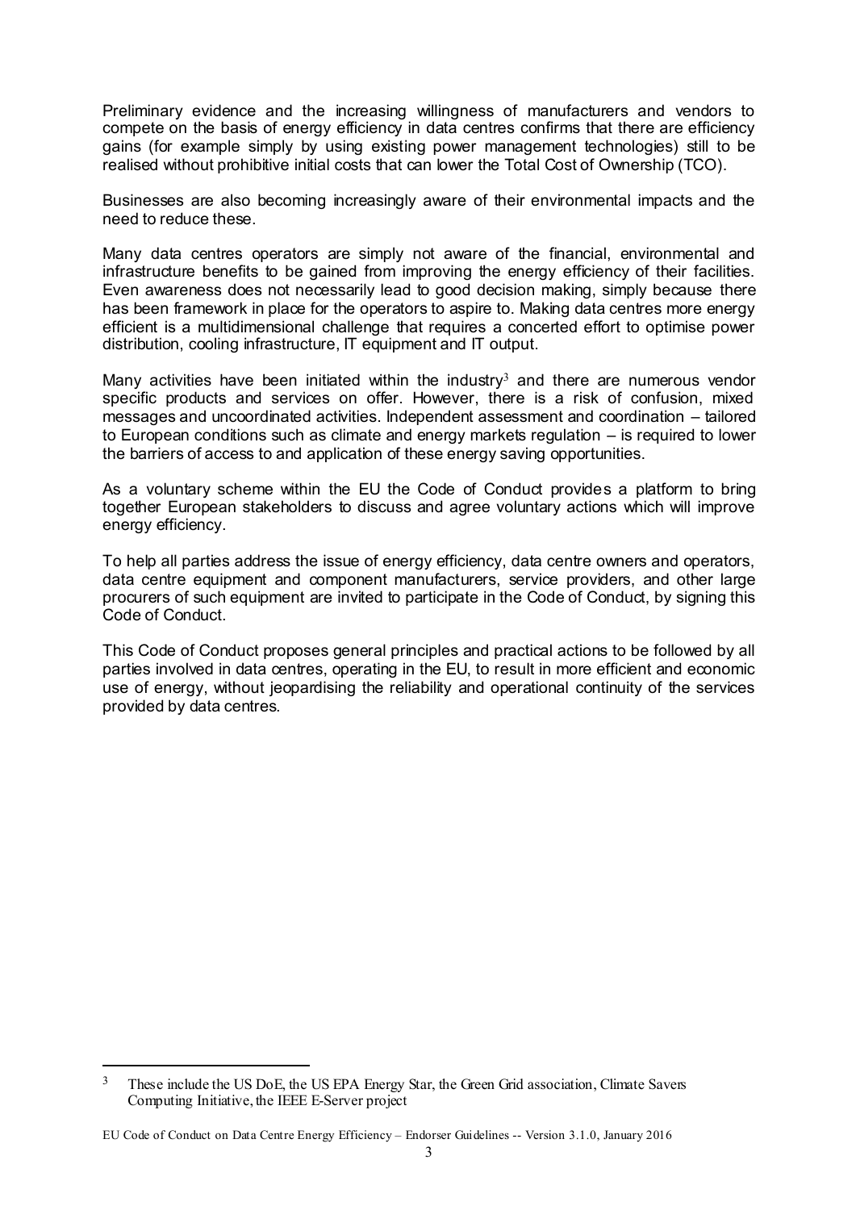Preliminary evidence and the increasing willingness of manufacturers and vendors to compete on the basis of energy efficiency in data centres confirms that there are efficiency gains (for example simply by using existing power management technologies) still to be realised without prohibitive initial costs that can lower the Total Cost of Ownership (TCO).

Businesses are also becoming increasingly aware of their environmental impacts and the need to reduce these.

Many data centres operators are simply not aware of the financial, environmental and infrastructure benefits to be gained from improving the energy efficiency of their facilities. Even awareness does not necessarily lead to good decision making, simply because there has been framework in place for the operators to aspire to. Making data centres more energy efficient is a multidimensional challenge that requires a concerted effort to optimise power distribution, cooling infrastructure, IT equipment and IT output.

Many activities have been initiated within the industry[3] and there are numerous vendor specific products and services on offer. However, there is a risk of confusion, mixed messages and uncoordinated activities. Independent assessment and coordination – tailored to European conditions such as climate and energy markets regulation – is required to lower the barriers of access to and application of these energy saving opportunities.

As a voluntary scheme within the EU the Code of Conduct provides a platform to bring together European stakeholders to discuss and agree voluntary actions which will improve energy efficiency.

To help all parties address the issue of energy efficiency, data centre owners and operators, data centre equipment and component manufacturers, service providers, and other large procurers of such equipment are invited to participate in the Code of Conduct, by signing this Code of Conduct.

This Code of Conduct proposes general principles and practical actions to be followed by all parties involved in data centres, operating in the EU, to result in more efficient and economic use of energy, without jeopardising the reliability and operational continuity of the services provided by data centres.

[3] These include the US DoE, the US EPA Energy Star, the Green Grid association, Climate Savers Computing Initiative, the IEEE E-Server project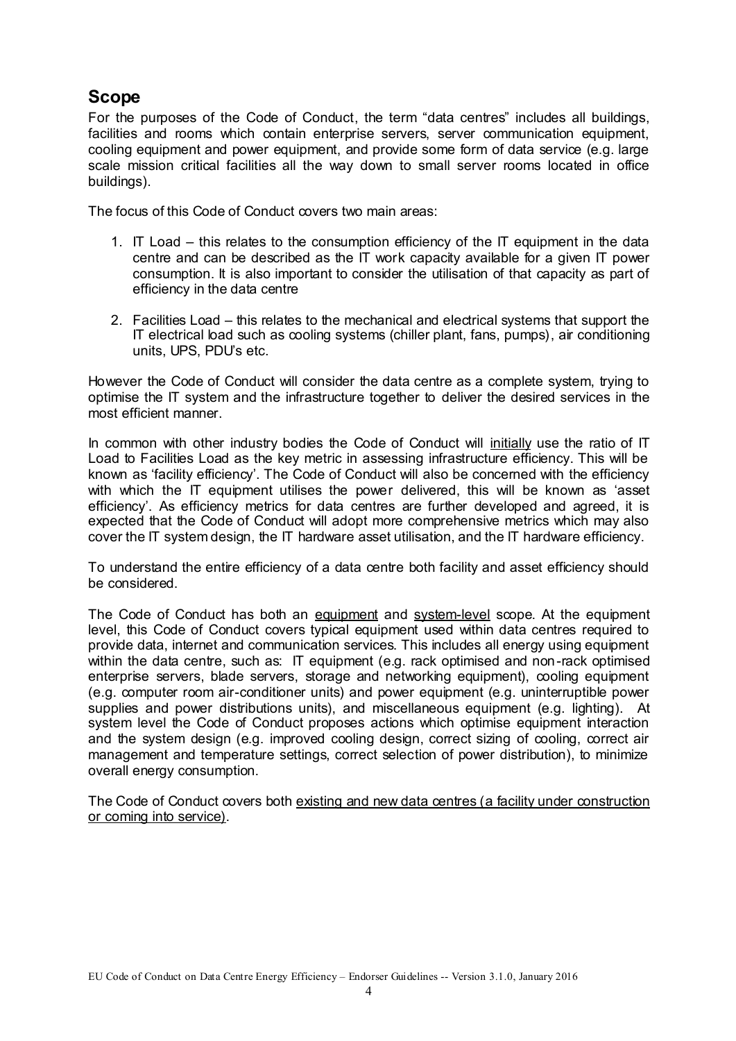## Scope

For the purposes of the Code of Conduct, the term "data centres" includes all buildings, facilities and rooms which contain enterprise servers, server communication equipment, cooling equipment and power equipment, and provide some form of data service (e.g. large scale mission critical facilities all the way down to small server rooms located in office buildings).

The focus of this Code of Conduct covers two main areas:

1. IT Load – this relates to the consumption efficiency of the IT equipment in the data centre and can be described as the IT work capacity available for a given IT power consumption. It is also important to consider the utilisation of that capacity as part of efficiency in the data centre

2. Facilities Load – this relates to the mechanical and electrical systems that support the IT electrical load such as cooling systems (chiller plant, fans, pumps), air conditioning units, UPS, PDU's etc.

However the Code of Conduct will consider the data centre as a complete system, trying to optimise the IT system and the infrastructure together to deliver the desired services in the most efficient manner.

In common with other industry bodies the Code of Conduct will <u>initially</u> use the ratio of IT Load to Facilities Load as the key metric in assessing infrastructure efficiency. This will be known as 'facility efficiency'. The Code of Conduct will also be concerned with the efficiency with which the IT equipment utilises the power delivered, this will be known as 'asset efficiency'. As efficiency metrics for data centres are further developed and agreed, it is expected that the Code of Conduct will adopt more comprehensive metrics which may also cover the IT system design, the IT hardware asset utilisation, and the IT hardware efficiency.

To understand the entire efficiency of a data centre both facility and asset efficiency should be considered.

The Code of Conduct has both an <u>equipment</u> and <u>system-level</u> scope. At the equipment level, this Code of Conduct covers typical equipment used within data centres required to provide data, internet and communication services. This includes all energy using equipment within the data centre, such as: IT equipment (e.g. rack optimised and non-rack optimised enterprise servers, blade servers, storage and networking equipment), cooling equipment (e.g. computer room air-conditioner units) and power equipment (e.g. uninterruptible power supplies and power distributions units), and miscellaneous equipment (e.g. lighting). At system level the Code of Conduct proposes actions which optimise equipment interaction and the system design (e.g. improved cooling design, correct sizing of cooling, correct air management and temperature settings, correct selection of power distribution), to minimize overall energy consumption.

The Code of Conduct covers both <u>existing and new data centres (a facility under construction or coming into service)</u>.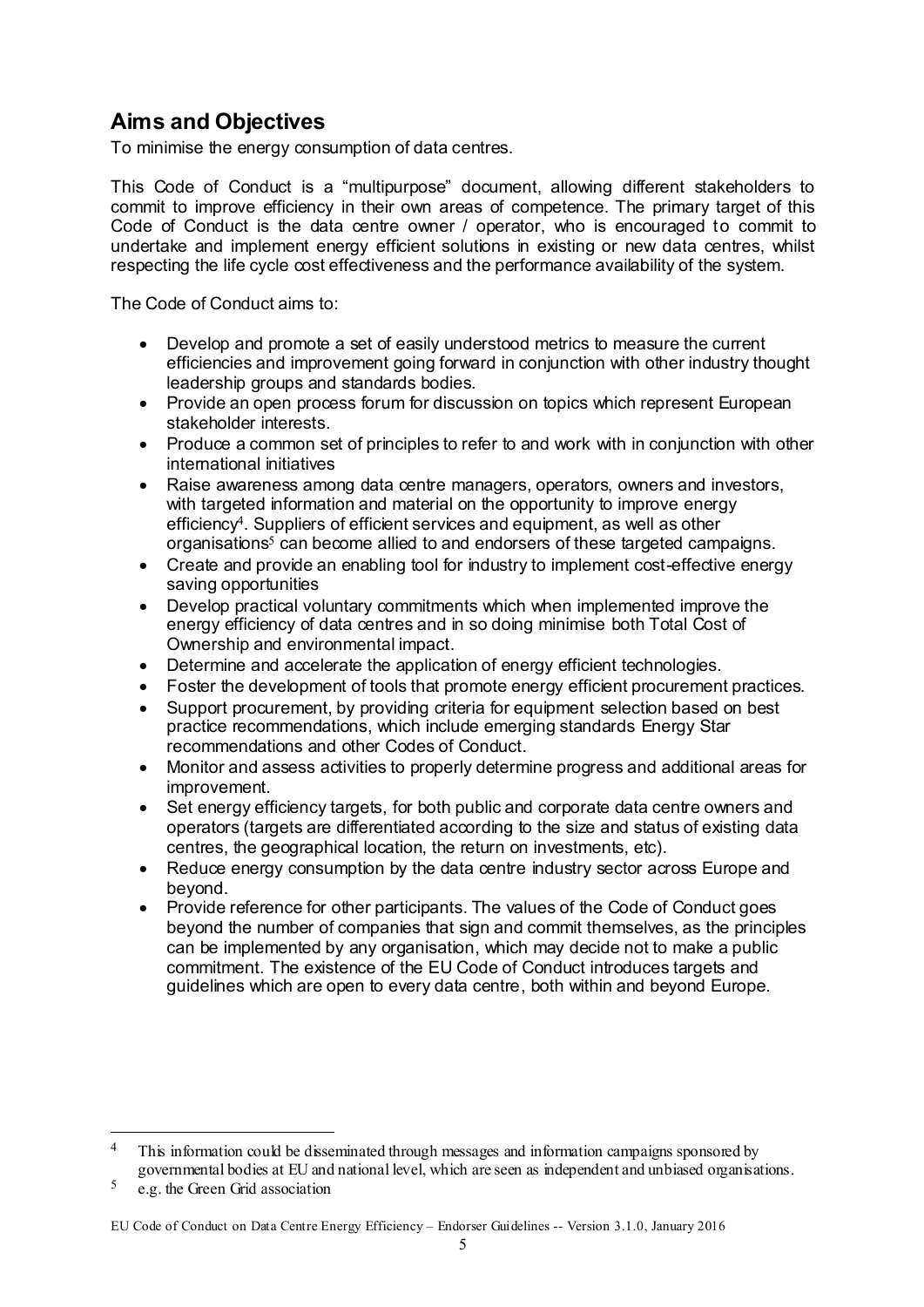## Aims and Objectives

To minimise the energy consumption of data centres.

This Code of Conduct is a "multipurpose" document, allowing different stakeholders to commit to improve efficiency in their own areas of competence. The primary target of this Code of Conduct is the data centre owner / operator, who is encouraged to commit to undertake and implement energy efficient solutions in existing or new data centres, whilst respecting the life cycle cost effectiveness and the performance availability of the system.

The Code of Conduct aims to:

- Develop and promote a set of easily understood metrics to measure the current efficiencies and improvement going forward in conjunction with other industry thought leadership groups and standards bodies.
- Provide an open process forum for discussion on topics which represent European stakeholder interests.
- Produce a common set of principles to refer to and work with in conjunction with other international initiatives
- Raise awareness among data centre managers, operators, owners and investors, with targeted information and material on the opportunity to improve energy efficiency[4]. Suppliers of efficient services and equipment, as well as other organisations[5] can become allied to and endorsers of these targeted campaigns.
- Create and provide an enabling tool for industry to implement cost-effective energy saving opportunities
- Develop practical voluntary commitments which when implemented improve the energy efficiency of data centres and in so doing minimise both Total Cost of Ownership and environmental impact.
- Determine and accelerate the application of energy efficient technologies.
- Foster the development of tools that promote energy efficient procurement practices.
- Support procurement, by providing criteria for equipment selection based on best practice recommendations, which include emerging standards Energy Star recommendations and other Codes of Conduct.
- Monitor and assess activities to properly determine progress and additional areas for improvement.
- Set energy efficiency targets, for both public and corporate data centre owners and operators (targets are differentiated according to the size and status of existing data centres, the geographical location, the return on investments, etc).
- Reduce energy consumption by the data centre industry sector across Europe and beyond.
- Provide reference for other participants. The values of the Code of Conduct goes beyond the number of companies that sign and commit themselves, as the principles can be implemented by any organisation, which may decide not to make a public commitment. The existence of the EU Code of Conduct introduces targets and guidelines which are open to every data centre, both within and beyond Europe.

---

[4] This information could be disseminated through messages and information campaigns sponsored by governmental bodies at EU and national level, which are seen as independent and unbiased organisations.

[5] e.g. the Green Grid association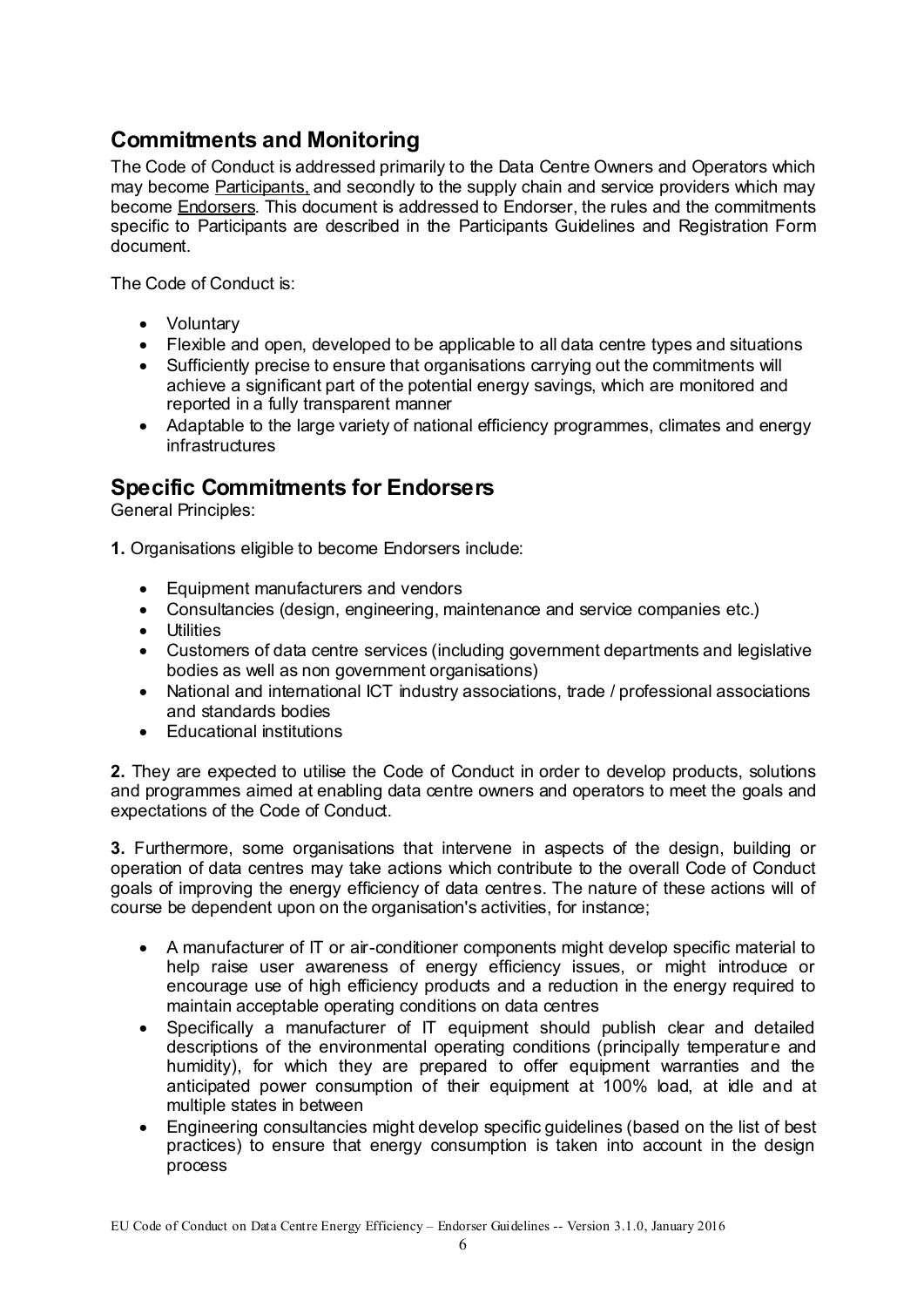## Commitments and Monitoring

The Code of Conduct is addressed primarily to the Data Centre Owners and Operators which may become Participants, and secondly to the supply chain and service providers which may become Endorsers. This document is addressed to Endorser, the rules and the commitments specific to Participants are described in the Participants Guidelines and Registration Form document.

The Code of Conduct is:

- Voluntary
- Flexible and open, developed to be applicable to all data centre types and situations
- Sufficiently precise to ensure that organisations carrying out the commitments will achieve a significant part of the potential energy savings, which are monitored and reported in a fully transparent manner
- Adaptable to the large variety of national efficiency programmes, climates and energy infrastructures

## Specific Commitments for Endorsers

General Principles:

**1.** Organisations eligible to become Endorsers include:

- Equipment manufacturers and vendors
- Consultancies (design, engineering, maintenance and service companies etc.)
- Utilities
- Customers of data centre services (including government departments and legislative bodies as well as non government organisations)
- National and international ICT industry associations, trade / professional associations and standards bodies
- Educational institutions

**2.** They are expected to utilise the Code of Conduct in order to develop products, solutions and programmes aimed at enabling data centre owners and operators to meet the goals and expectations of the Code of Conduct.

**3.** Furthermore, some organisations that intervene in aspects of the design, building or operation of data centres may take actions which contribute to the overall Code of Conduct goals of improving the energy efficiency of data centres. The nature of these actions will of course be dependent upon on the organisation's activities, for instance;

- A manufacturer of IT or air-conditioner components might develop specific material to help raise user awareness of energy efficiency issues, or might introduce or encourage use of high efficiency products and a reduction in the energy required to maintain acceptable operating conditions on data centres
- Specifically a manufacturer of IT equipment should publish clear and detailed descriptions of the environmental operating conditions (principally temperature and humidity), for which they are prepared to offer equipment warranties and the anticipated power consumption of their equipment at 100% load, at idle and at multiple states in between
- Engineering consultancies might develop specific guidelines (based on the list of best practices) to ensure that energy consumption is taken into account in the design process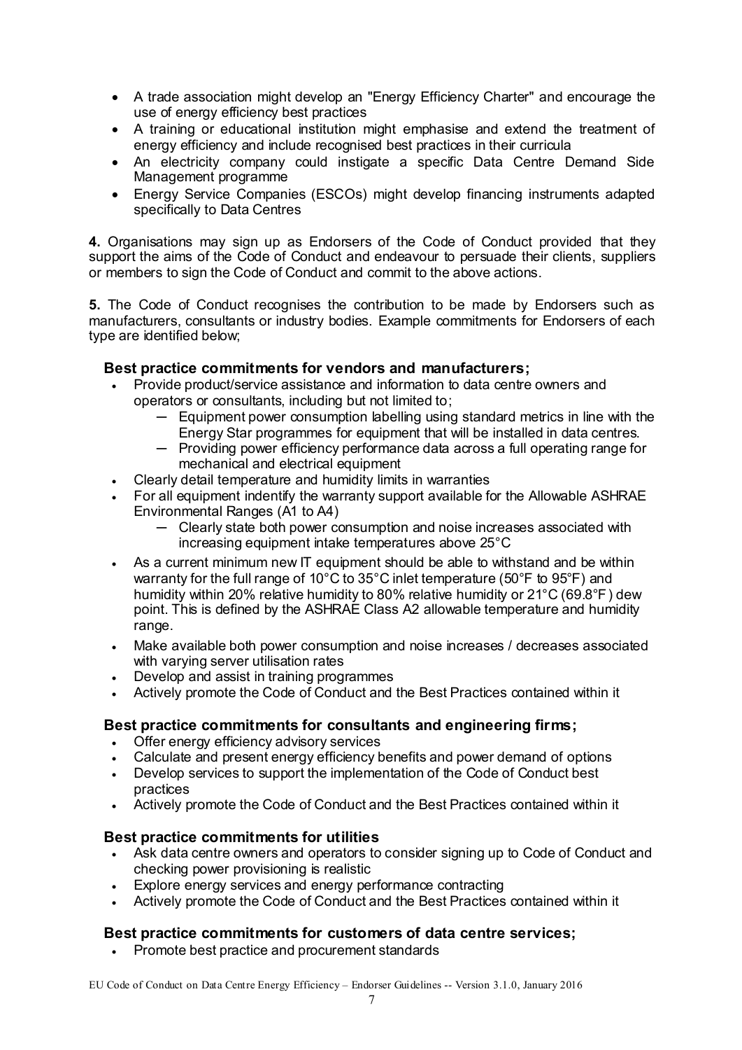- A trade association might develop an "Energy Efficiency Charter" and encourage the use of energy efficiency best practices
- A training or educational institution might emphasise and extend the treatment of energy efficiency and include recognised best practices in their curricula
- An electricity company could instigate a specific Data Centre Demand Side Management programme
- Energy Service Companies (ESCOs) might develop financing instruments adapted specifically to Data Centres

**4.** Organisations may sign up as Endorsers of the Code of Conduct provided that they support the aims of the Code of Conduct and endeavour to persuade their clients, suppliers or members to sign the Code of Conduct and commit to the above actions.

**5.** The Code of Conduct recognises the contribution to be made by Endorsers such as manufacturers, consultants or industry bodies. Example commitments for Endorsers of each type are identified below;

### Best practice commitments for vendors and manufacturers;

- Provide product/service assistance and information to data centre owners and operators or consultants, including but not limited to;
  - Equipment power consumption labelling using standard metrics in line with the Energy Star programmes for equipment that will be installed in data centres.
  - Providing power efficiency performance data across a full operating range for mechanical and electrical equipment
- Clearly detail temperature and humidity limits in warranties
- For all equipment indentify the warranty support available for the Allowable ASHRAE Environmental Ranges (A1 to A4)
  - Clearly state both power consumption and noise increases associated with increasing equipment intake temperatures above 25°C
- As a current minimum new IT equipment should be able to withstand and be within warranty for the full range of 10°C to 35°C inlet temperature (50°F to 95°F) and humidity within 20% relative humidity to 80% relative humidity or 21°C (69.8°F) dew point. This is defined by the ASHRAE Class A2 allowable temperature and humidity range.
- Make available both power consumption and noise increases / decreases associated with varying server utilisation rates
- Develop and assist in training programmes
- Actively promote the Code of Conduct and the Best Practices contained within it

### Best practice commitments for consultants and engineering firms;

- Offer energy efficiency advisory services
- Calculate and present energy efficiency benefits and power demand of options
- Develop services to support the implementation of the Code of Conduct best practices
- Actively promote the Code of Conduct and the Best Practices contained within it

### Best practice commitments for utilities

- Ask data centre owners and operators to consider signing up to Code of Conduct and checking power provisioning is realistic
- Explore energy services and energy performance contracting
- Actively promote the Code of Conduct and the Best Practices contained within it

### Best practice commitments for customers of data centre services;

- Promote best practice and procurement standards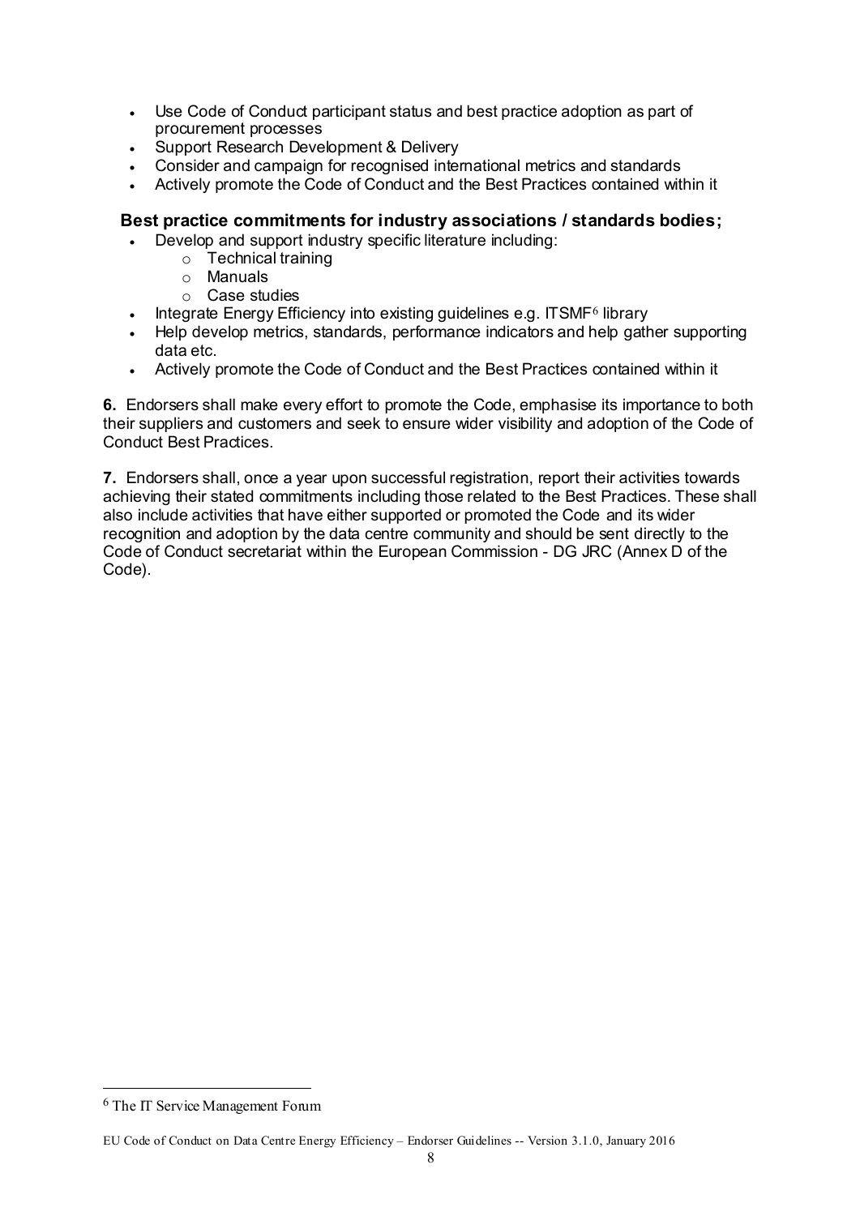- Use Code of Conduct participant status and best practice adoption as part of procurement processes
- Support Research Development & Delivery
- Consider and campaign for recognised international metrics and standards
- Actively promote the Code of Conduct and the Best Practices contained within it

**Best practice commitments for industry associations / standards bodies;**

- Develop and support industry specific literature including:
  - Technical training
  - Manuals
  - Case studies
- Integrate Energy Efficiency into existing guidelines e.g. ITSMF[6] library
- Help develop metrics, standards, performance indicators and help gather supporting data etc.
- Actively promote the Code of Conduct and the Best Practices contained within it

**6.** Endorsers shall make every effort to promote the Code, emphasise its importance to both their suppliers and customers and seek to ensure wider visibility and adoption of the Code of Conduct Best Practices.

**7.** Endorsers shall, once a year upon successful registration, report their activities towards achieving their stated commitments including those related to the Best Practices. These shall also include activities that have either supported or promoted the Code and its wider recognition and adoption by the data centre community and should be sent directly to the Code of Conduct secretariat within the European Commission - DG JRC (Annex D of the Code).

---

[6] The IT Service Management Forum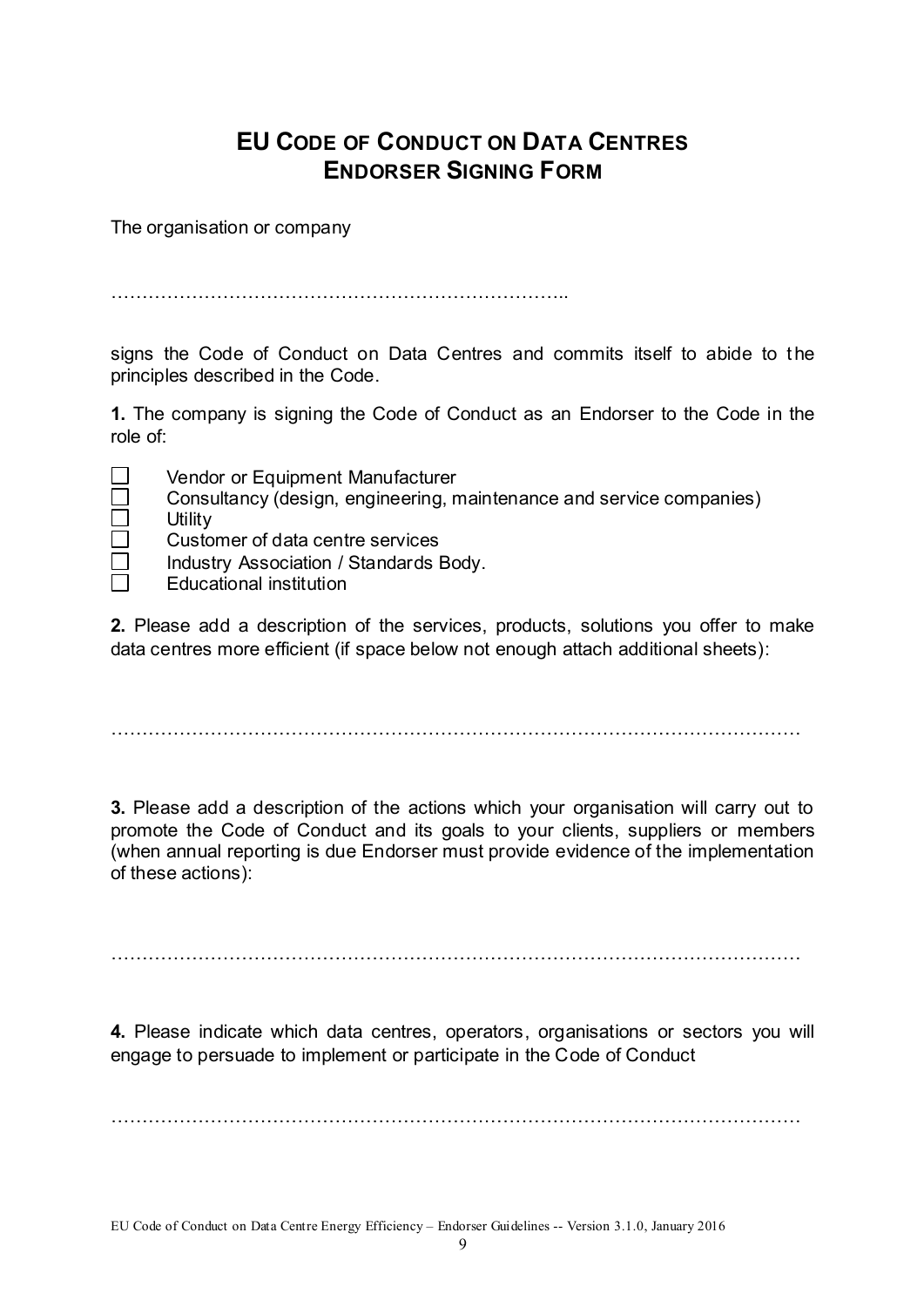# EU Code of Conduct on Data Centres
# Endorser Signing Form

The organisation or company

………………………………………………………………..

signs the Code of Conduct on Data Centres and commits itself to abide to the principles described in the Code.

**1.** The company is signing the Code of Conduct as an Endorser to the Code in the role of:

- ☐ Vendor or Equipment Manufacturer
- ☐ Consultancy (design, engineering, maintenance and service companies)
- ☐ Utility
- ☐ Customer of data centre services
- ☐ Industry Association / Standards Body.
- ☐ Educational institution

**2.** Please add a description of the services, products, solutions you offer to make data centres more efficient (if space below not enough attach additional sheets):

…………………………………………………………………………………………………

**3.** Please add a description of the actions which your organisation will carry out to promote the Code of Conduct and its goals to your clients, suppliers or members (when annual reporting is due Endorser must provide evidence of the implementation of these actions):

…………………………………………………………………………………………………

**4.** Please indicate which data centres, operators, organisations or sectors you will engage to persuade to implement or participate in the Code of Conduct

…………………………………………………………………………………………………

EU Code of Conduct on Data Centre Energy Efficiency – Endorser Guidelines -- Version 3.1.0, January 2016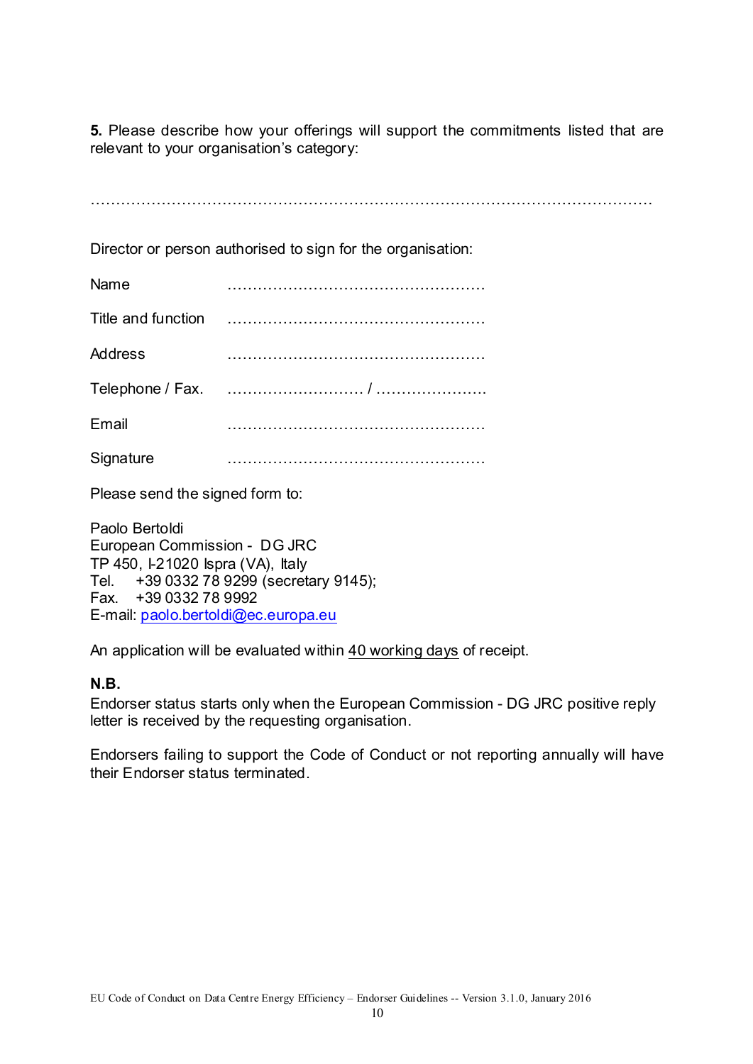**5.** Please describe how your offerings will support the commitments listed that are relevant to your organisation's category:

…………………………………………………………………………………………………

Director or person authorised to sign for the organisation:

| | |
|---|---|
| Name | …………………………………………… |
| Title and function | …………………………………………… |
| Address | …………………………………………… |
| Telephone / Fax. | ……………………… / …………………. |
| Email | …………………………………………… |
| Signature | …………………………………………… |

Please send the signed form to:

Paolo Bertoldi
European Commission - DG JRC
TP 450, I-21020 Ispra (VA), Italy
Tel. +39 0332 78 9299 (secretary 9145);
Fax. +39 0332 78 9992
E-mail: paolo.bertoldi@ec.europa.eu

An application will be evaluated within 40 working days of receipt.

**N.B.**
Endorser status starts only when the European Commission - DG JRC positive reply letter is received by the requesting organisation.

Endorsers failing to support the Code of Conduct or not reporting annually will have their Endorser status terminated.